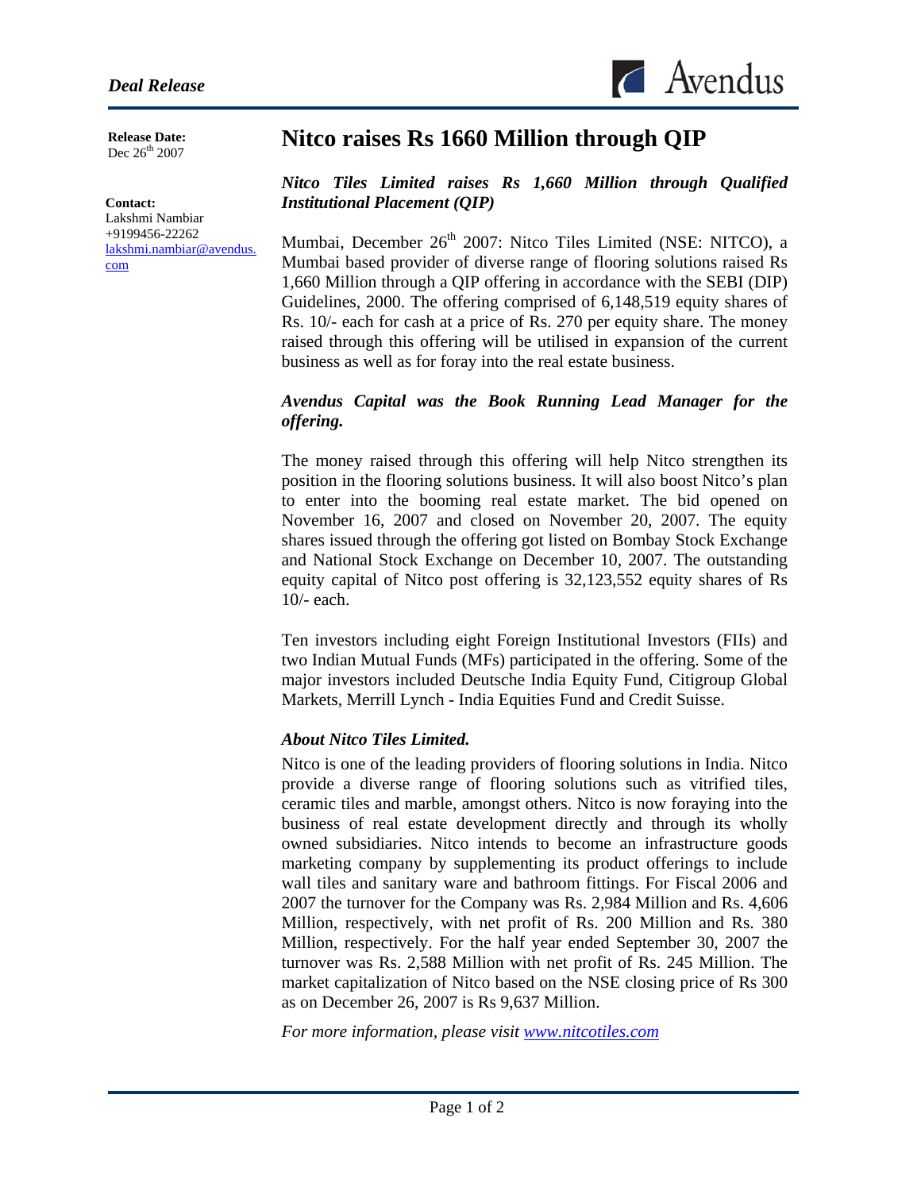*Deal Release*

Avendus

**Release Date:**
Dec 26th 2007

**Contact:**
Lakshmi Nambiar
+9199456-22262
lakshmi.nambiar@avendus.com

# Nitco raises Rs 1660 Million through QIP

***Nitco Tiles Limited raises Rs 1,660 Million through Qualified Institutional Placement (QIP)***

Mumbai, December 26th 2007: Nitco Tiles Limited (NSE: NITCO), a Mumbai based provider of diverse range of flooring solutions raised Rs 1,660 Million through a QIP offering in accordance with the SEBI (DIP) Guidelines, 2000. The offering comprised of 6,148,519 equity shares of Rs. 10/- each for cash at a price of Rs. 270 per equity share. The money raised through this offering will be utilised in expansion of the current business as well as for foray into the real estate business.

***Avendus Capital was the Book Running Lead Manager for the offering.***

The money raised through this offering will help Nitco strengthen its position in the flooring solutions business. It will also boost Nitco's plan to enter into the booming real estate market. The bid opened on November 16, 2007 and closed on November 20, 2007. The equity shares issued through the offering got listed on Bombay Stock Exchange and National Stock Exchange on December 10, 2007. The outstanding equity capital of Nitco post offering is 32,123,552 equity shares of Rs 10/- each.

Ten investors including eight Foreign Institutional Investors (FIIs) and two Indian Mutual Funds (MFs) participated in the offering. Some of the major investors included Deutsche India Equity Fund, Citigroup Global Markets, Merrill Lynch - India Equities Fund and Credit Suisse.

***About Nitco Tiles Limited.***

Nitco is one of the leading providers of flooring solutions in India. Nitco provide a diverse range of flooring solutions such as vitrified tiles, ceramic tiles and marble, amongst others. Nitco is now foraying into the business of real estate development directly and through its wholly owned subsidiaries. Nitco intends to become an infrastructure goods marketing company by supplementing its product offerings to include wall tiles and sanitary ware and bathroom fittings. For Fiscal 2006 and 2007 the turnover for the Company was Rs. 2,984 Million and Rs. 4,606 Million, respectively, with net profit of Rs. 200 Million and Rs. 380 Million, respectively. For the half year ended September 30, 2007 the turnover was Rs. 2,588 Million with net profit of Rs. 245 Million. The market capitalization of Nitco based on the NSE closing price of Rs 300 as on December 26, 2007 is Rs 9,637 Million.

*For more information, please visit www.nitcotiles.com*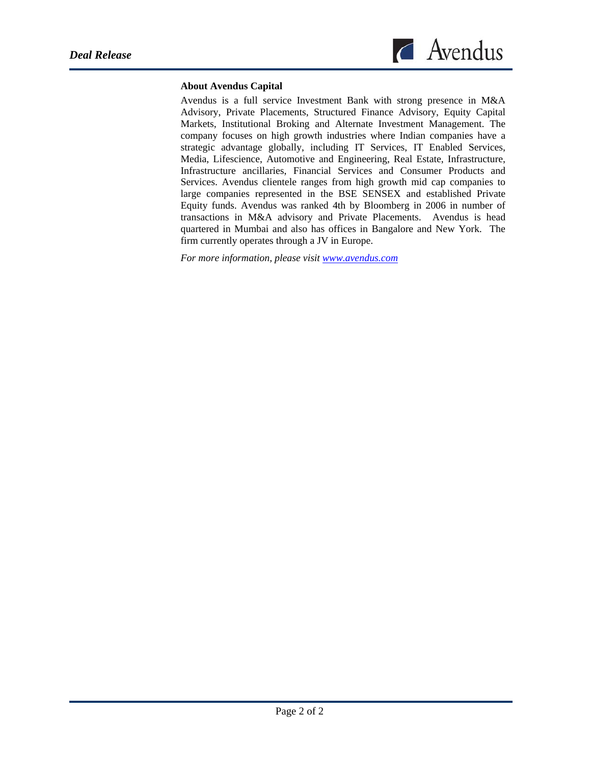**About Avendus Capital**

Avendus is a full service Investment Bank with strong presence in M&A Advisory, Private Placements, Structured Finance Advisory, Equity Capital Markets, Institutional Broking and Alternate Investment Management. The company focuses on high growth industries where Indian companies have a strategic advantage globally, including IT Services, IT Enabled Services, Media, Lifescience, Automotive and Engineering, Real Estate, Infrastructure, Infrastructure ancillaries, Financial Services and Consumer Products and Services. Avendus clientele ranges from high growth mid cap companies to large companies represented in the BSE SENSEX and established Private Equity funds. Avendus was ranked 4th by Bloomberg in 2006 in number of transactions in M&A advisory and Private Placements. Avendus is head quartered in Mumbai and also has offices in Bangalore and New York. The firm currently operates through a JV in Europe.

*For more information, please visit [www.avendus.com](http://www.avendus.com)*